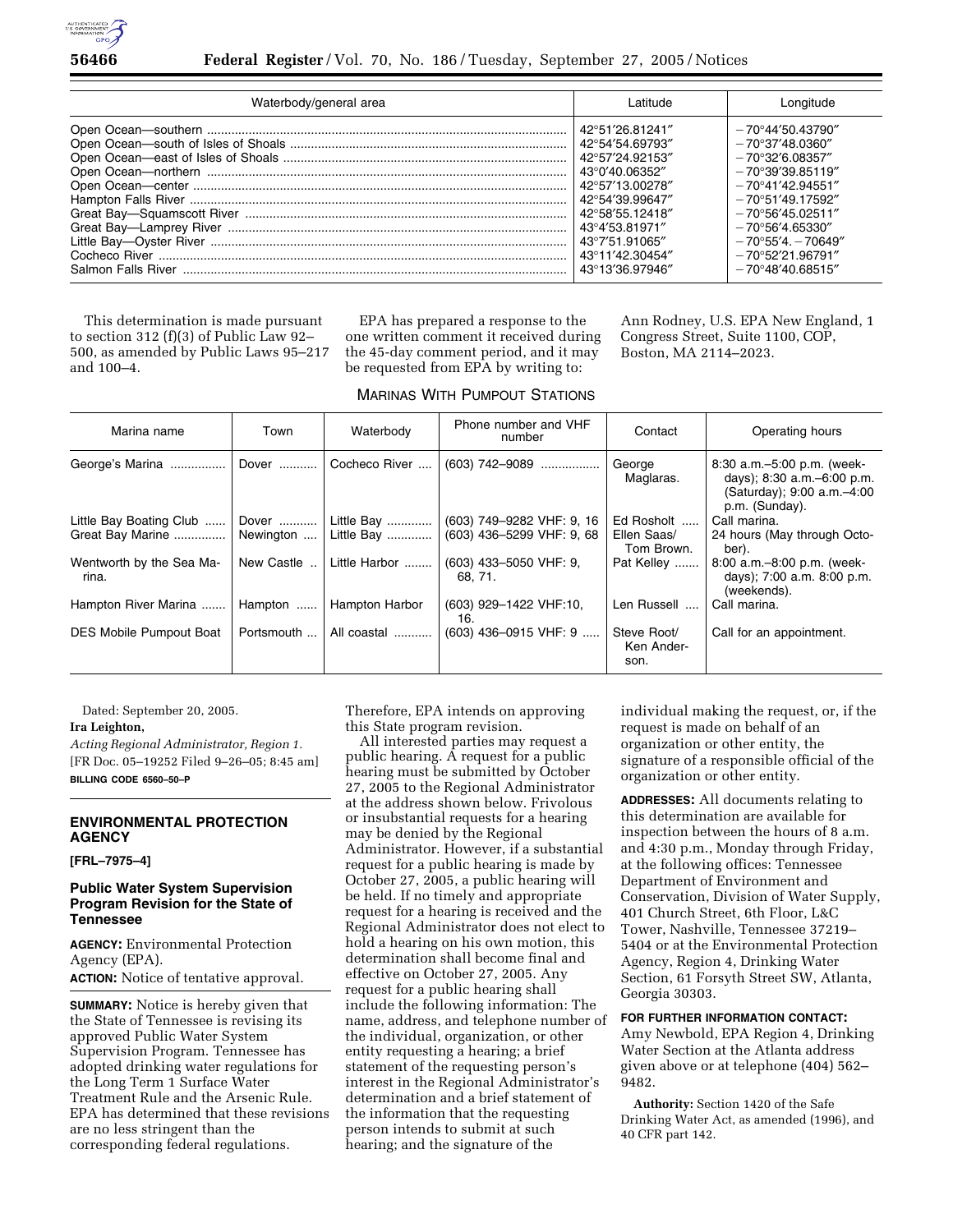| Waterbody/general area | Latitude | Longitude |
| --- | --- | --- |
| Open Ocean—southern | 42°51′26.81241″ | −70°44′50.43790″ |
| Open Ocean—south of Isles of Shoals | 42°54′54.69793″ | −70°37′48.0360″ |
| Open Ocean—east of Isles of Shoals | 42°57′24.92153″ | −70°32′6.08357″ |
| Open Ocean—northern | 43°0′40.06352″ | −70°39′39.85119″ |
| Open Ocean—center | 42°57′13.00278″ | −70°41′42.94551″ |
| Hampton Falls River | 42°54′39.99647″ | −70°51′49.17592″ |
| Great Bay—Squamscott River | 42°58′55.12418″ | −70°56′45.02511″ |
| Great Bay—Lamprey River | 43°4′53.81971″ | −70°56′4.65330″ |
| Little Bay—Oyster River | 43°7′51.91065″ | −70°55′4. −70649″ |
| Cocheco River | 43°11′42.30454″ | −70°52′21.96791″ |
| Salmon Falls River | 43°13′36.97946″ | −70°48′40.68515″ |

This determination is made pursuant to section 312 (f)(3) of Public Law 92–500, as amended by Public Laws 95–217 and 100–4.

EPA has prepared a response to the one written comment it received during the 45-day comment period, and it may be requested from EPA by writing to: Ann Rodney, U.S. EPA New England, 1 Congress Street, Suite 1100, COP, Boston, MA 2114–2023.

MARINAS WITH PUMPOUT STATIONS

| Marina name | Town | Waterbody | Phone number and VHF number | Contact | Operating hours |
| --- | --- | --- | --- | --- | --- |
| George's Marina | Dover | Cocheco River | (603) 742–9089 | George Maglaras. | 8:30 a.m.–5:00 p.m. (weekdays); 8:30 a.m.–6:00 p.m. (Saturday); 9:00 a.m.–4:00 p.m. (Sunday). |
| Little Bay Boating Club | Dover | Little Bay | (603) 749–9282 VHF: 9, 16 | Ed Rosholt | Call marina. |
| Great Bay Marine | Newington | Little Bay | (603) 436–5299 VHF: 9, 68 | Ellen Saas/ Tom Brown. | 24 hours (May through October). |
| Wentworth by the Sea Marina. | New Castle | Little Harbor | (603) 433–5050 VHF: 9, 68, 71. | Pat Kelley | 8:00 a.m.–8:00 p.m. (weekdays); 7:00 a.m. 8:00 p.m. (weekends). |
| Hampton River Marina | Hampton | Hampton Harbor | (603) 929–1422 VHF:10, 16. | Len Russell | Call marina. |
| DES Mobile Pumpout Boat | Portsmouth | All coastal | (603) 436–0915 VHF: 9 | Steve Root/ Ken Anderson. | Call for an appointment. |

Dated: September 20, 2005.

**Ira Leighton,**

*Acting Regional Administrator, Region 1.*

[FR Doc. 05–19252 Filed 9–26–05; 8:45 am]

**BILLING CODE 6560–50–P**

## ENVIRONMENTAL PROTECTION AGENCY

**[FRL–7975–4]**

### Public Water System Supervision Program Revision for the State of Tennessee

**AGENCY:** Environmental Protection Agency (EPA).

**ACTION:** Notice of tentative approval.

**SUMMARY:** Notice is hereby given that the State of Tennessee is revising its approved Public Water System Supervision Program. Tennessee has adopted drinking water regulations for the Long Term 1 Surface Water Treatment Rule and the Arsenic Rule. EPA has determined that these revisions are no less stringent than the corresponding federal regulations. Therefore, EPA intends on approving this State program revision.

All interested parties may request a public hearing. A request for a public hearing must be submitted by October 27, 2005 to the Regional Administrator at the address shown below. Frivolous or insubstantial requests for a hearing may be denied by the Regional Administrator. However, if a substantial request for a public hearing is made by October 27, 2005, a public hearing will be held. If no timely and appropriate request for a hearing is received and the Regional Administrator does not elect to hold a hearing on his own motion, this determination shall become final and effective on October 27, 2005. Any request for a public hearing shall include the following information: The name, address, and telephone number of the individual, organization, or other entity requesting a hearing; a brief statement of the requesting person's interest in the Regional Administrator's determination and a brief statement of the information that the requesting person intends to submit at such hearing; and the signature of the individual making the request, or, if the request is made on behalf of an organization or other entity, the signature of a responsible official of the organization or other entity.

**ADDRESSES:** All documents relating to this determination are available for inspection between the hours of 8 a.m. and 4:30 p.m., Monday through Friday, at the following offices: Tennessee Department of Environment and Conservation, Division of Water Supply, 401 Church Street, 6th Floor, L&C Tower, Nashville, Tennessee 37219–5404 or at the Environmental Protection Agency, Region 4, Drinking Water Section, 61 Forsyth Street SW, Atlanta, Georgia 30303.

**FOR FURTHER INFORMATION CONTACT:** Amy Newbold, EPA Region 4, Drinking Water Section at the Atlanta address given above or at telephone (404) 562–9482.

**Authority:** Section 1420 of the Safe Drinking Water Act, as amended (1996), and 40 CFR part 142.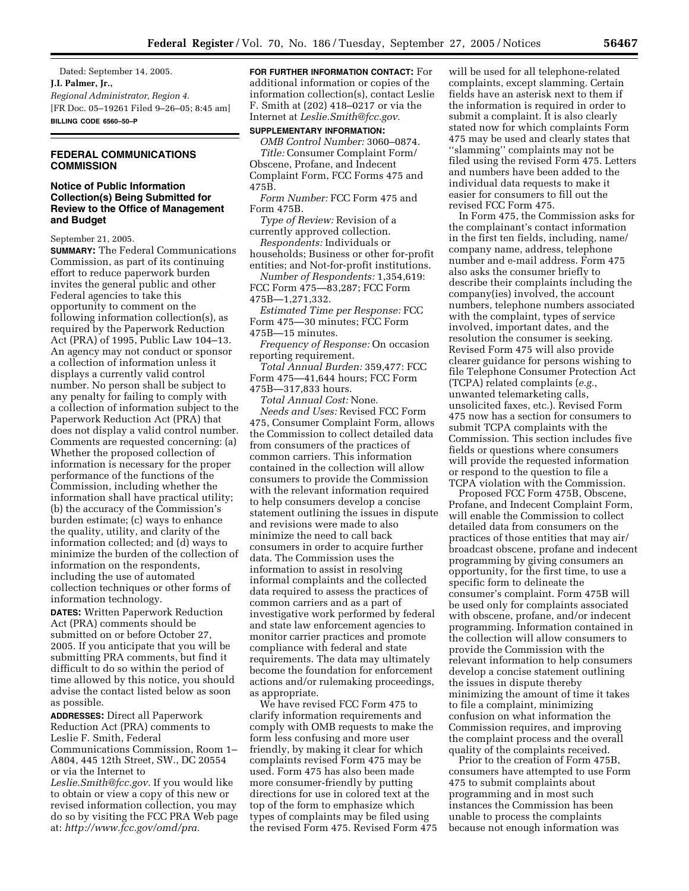Dated: September 14, 2005.

**J.I. Palmer, Jr.,**

*Regional Administrator, Region 4.*

[FR Doc. 05–19261 Filed 9–26–05; 8:45 am]

**BILLING CODE 6560–50–P**

## FEDERAL COMMUNICATIONS COMMISSION

### Notice of Public Information Collection(s) Being Submitted for Review to the Office of Management and Budget

September 21, 2005.

**SUMMARY:** The Federal Communications Commission, as part of its continuing effort to reduce paperwork burden invites the general public and other Federal agencies to take this opportunity to comment on the following information collection(s), as required by the Paperwork Reduction Act (PRA) of 1995, Public Law 104–13. An agency may not conduct or sponsor a collection of information unless it displays a currently valid control number. No person shall be subject to any penalty for failing to comply with a collection of information subject to the Paperwork Reduction Act (PRA) that does not display a valid control number. Comments are requested concerning: (a) Whether the proposed collection of information is necessary for the proper performance of the functions of the Commission, including whether the information shall have practical utility; (b) the accuracy of the Commission's burden estimate; (c) ways to enhance the quality, utility, and clarity of the information collected; and (d) ways to minimize the burden of the collection of information on the respondents, including the use of automated collection techniques or other forms of information technology.

**DATES:** Written Paperwork Reduction Act (PRA) comments should be submitted on or before October 27, 2005. If you anticipate that you will be submitting PRA comments, but find it difficult to do so within the period of time allowed by this notice, you should advise the contact listed below as soon as possible.

**ADDRESSES:** Direct all Paperwork Reduction Act (PRA) comments to Leslie F. Smith, Federal Communications Commission, Room 1–A804, 445 12th Street, SW., DC 20554 or via the Internet to *Leslie.Smith@fcc.gov.* If you would like to obtain or view a copy of this new or revised information collection, you may do so by visiting the FCC PRA Web page at: *http://www.fcc.gov/omd/pra.*

**FOR FURTHER INFORMATION CONTACT:** For additional information or copies of the information collection(s), contact Leslie F. Smith at (202) 418–0217 or via the Internet at *Leslie.Smith@fcc.gov.*

**SUPPLEMENTARY INFORMATION:**

*OMB Control Number:* 3060–0874.

*Title:* Consumer Complaint Form/Obscene, Profane, and Indecent Complaint Form, FCC Forms 475 and 475B.

*Form Number:* FCC Form 475 and Form 475B.

*Type of Review:* Revision of a currently approved collection.

*Respondents:* Individuals or households; Business or other for-profit entities; and Not-for-profit institutions.

*Number of Respondents:* 1,354,619: FCC Form 475—83,287; FCC Form 475B—1,271,332.

*Estimated Time per Response:* FCC Form 475—30 minutes; FCC Form 475B—15 minutes.

*Frequency of Response:* On occasion reporting requirement.

*Total Annual Burden:* 359,477: FCC Form 475—41,644 hours; FCC Form 475B—317,833 hours.

*Total Annual Cost:* None.

*Needs and Uses:* Revised FCC Form 475, Consumer Complaint Form, allows the Commission to collect detailed data from consumers of the practices of common carriers. This information contained in the collection will allow consumers to provide the Commission with the relevant information required to help consumers develop a concise statement outlining the issues in dispute and revisions were made to also minimize the need to call back consumers in order to acquire further data. The Commission uses the information to assist in resolving informal complaints and the collected data required to assess the practices of common carriers and as a part of investigative work performed by federal and state law enforcement agencies to monitor carrier practices and promote compliance with federal and state requirements. The data may ultimately become the foundation for enforcement actions and/or rulemaking proceedings, as appropriate.

We have revised FCC Form 475 to clarify information requirements and comply with OMB requests to make the form less confusing and more user friendly, by making it clear for which complaints revised Form 475 may be used. Form 475 has also been made more consumer-friendly by putting directions for use in colored text at the top of the form to emphasize which types of complaints may be filed using the revised Form 475. Revised Form 475 will be used for all telephone-related complaints, except slamming. Certain fields have an asterisk next to them if the information is required in order to submit a complaint. It is also clearly stated now for which complaints Form 475 may be used and clearly states that ''slamming'' complaints may not be filed using the revised Form 475. Letters and numbers have been added to the individual data requests to make it easier for consumers to fill out the revised FCC Form 475.

In Form 475, the Commission asks for the complainant's contact information in the first ten fields, including, name/company name, address, telephone number and e-mail address. Form 475 also asks the consumer briefly to describe their complaints including the company(ies) involved, the account numbers, telephone numbers associated with the complaint, types of service involved, important dates, and the resolution the consumer is seeking. Revised Form 475 will also provide clearer guidance for persons wishing to file Telephone Consumer Protection Act (TCPA) related complaints (*e.g.*, unwanted telemarketing calls, unsolicited faxes, etc.). Revised Form 475 now has a section for consumers to submit TCPA complaints with the Commission. This section includes five fields or questions where consumers will provide the requested information or respond to the question to file a TCPA violation with the Commission.

Proposed FCC Form 475B, Obscene, Profane, and Indecent Complaint Form, will enable the Commission to collect detailed data from consumers on the practices of those entities that may air/broadcast obscene, profane and indecent programming by giving consumers an opportunity, for the first time, to use a specific form to delineate the consumer's complaint. Form 475B will be used only for complaints associated with obscene, profane, and/or indecent programming. Information contained in the collection will allow consumers to provide the Commission with the relevant information to help consumers develop a concise statement outlining the issues in dispute thereby minimizing the amount of time it takes to file a complaint, minimizing confusion on what information the Commission requires, and improving the overall quality of the complaints received.

Prior to the creation of Form 475B, consumers have attempted to use Form 475 to submit complaints about programming and in most such instances the Commission has been unable to process the complaints because not enough information was